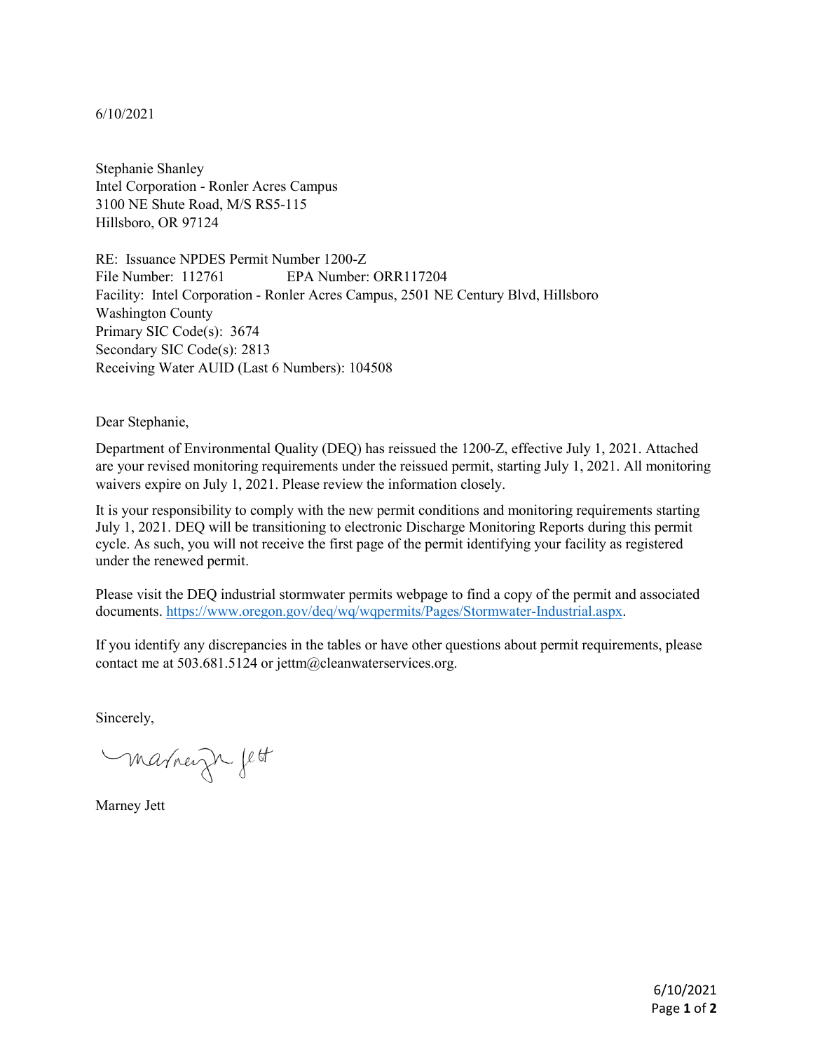6/10/2021

Stephanie Shanley  
Intel Corporation - Ronler Acres Campus  
3100 NE Shute Road, M/S RS5-115  
Hillsboro, OR 97124

RE: Issuance NPDES Permit Number 1200-Z  
File Number: 112761 EPA Number: ORR117204  
Facility: Intel Corporation - Ronler Acres Campus, 2501 NE Century Blvd, Hillsboro  
Washington County  
Primary SIC Code(s): 3674  
Secondary SIC Code(s): 2813  
Receiving Water AUID (Last 6 Numbers): 104508

Dear Stephanie,

Department of Environmental Quality (DEQ) has reissued the 1200-Z, effective July 1, 2021. Attached are your revised monitoring requirements under the reissued permit, starting July 1, 2021. All monitoring waivers expire on July 1, 2021. Please review the information closely.

It is your responsibility to comply with the new permit conditions and monitoring requirements starting July 1, 2021. DEQ will be transitioning to electronic Discharge Monitoring Reports during this permit cycle. As such, you will not receive the first page of the permit identifying your facility as registered under the renewed permit.

Please visit the DEQ industrial stormwater permits webpage to find a copy of the permit and associated documents. https://www.oregon.gov/deq/wq/wqpermits/Pages/Stormwater-Industrial.aspx.

If you identify any discrepancies in the tables or have other questions about permit requirements, please contact me at 503.681.5124 or jettm@cleanwaterservices.org.

Sincerely,

Marney Jett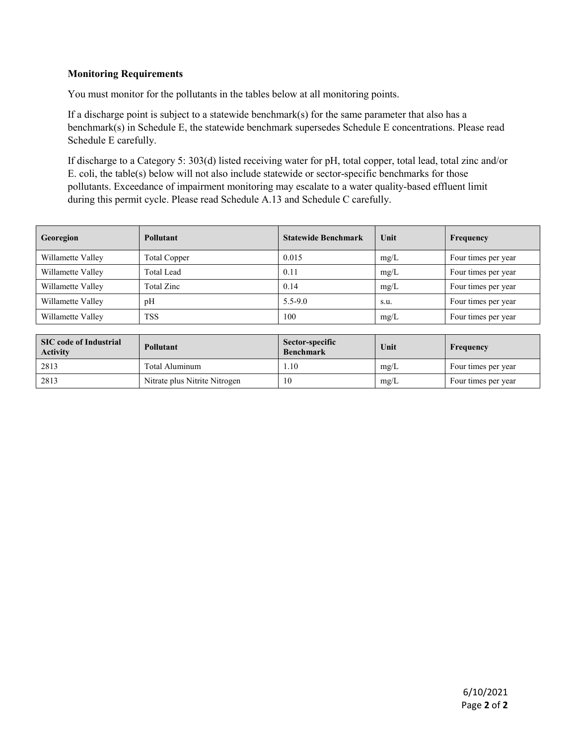**Monitoring Requirements**

You must monitor for the pollutants in the tables below at all monitoring points.

If a discharge point is subject to a statewide benchmark(s) for the same parameter that also has a benchmark(s) in Schedule E, the statewide benchmark supersedes Schedule E concentrations. Please read Schedule E carefully.

If discharge to a Category 5: 303(d) listed receiving water for pH, total copper, total lead, total zinc and/or E. coli, the table(s) below will not also include statewide or sector-specific benchmarks for those pollutants. Exceedance of impairment monitoring may escalate to a water quality-based effluent limit during this permit cycle. Please read Schedule A.13 and Schedule C carefully.

| Georegion | Pollutant | Statewide Benchmark | Unit | Frequency |
|---|---|---|---|---|
| Willamette Valley | Total Copper | 0.015 | mg/L | Four times per year |
| Willamette Valley | Total Lead | 0.11 | mg/L | Four times per year |
| Willamette Valley | Total Zinc | 0.14 | mg/L | Four times per year |
| Willamette Valley | pH | 5.5-9.0 | s.u. | Four times per year |
| Willamette Valley | TSS | 100 | mg/L | Four times per year |

| SIC code of Industrial Activity | Pollutant | Sector-specific Benchmark | Unit | Frequency |
|---|---|---|---|---|
| 2813 | Total Aluminum | 1.10 | mg/L | Four times per year |
| 2813 | Nitrate plus Nitrite Nitrogen | 10 | mg/L | Four times per year |

6/10/2021